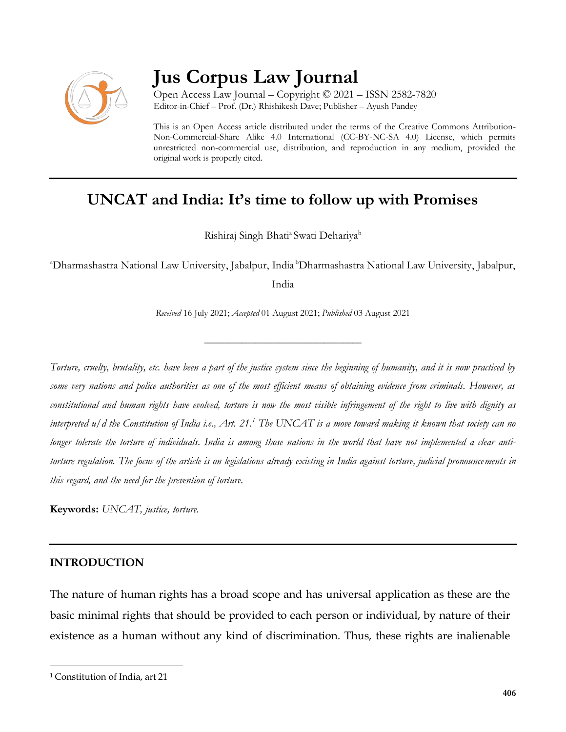# Jus Corpus Law Journal

Open Access Law Journal – Copyright © 2021 – ISSN 2582-7820
Editor-in-Chief – Prof. (Dr.) Rhishikesh Dave; Publisher – Ayush Pandey

This is an Open Access article distributed under the terms of the Creative Commons Attribution-Non-Commercial-Share Alike 4.0 International (CC-BY-NC-SA 4.0) License, which permits unrestricted non-commercial use, distribution, and reproduction in any medium, provided the original work is properly cited.

## UNCAT and India: It's time to follow up with Promises

Rishiraj Singh Bhati[a] Swati Dehariya[b]

[a]Dharmashastra National Law University, Jabalpur, India [b]Dharmashastra National Law University, Jabalpur, India

*Received* 16 July 2021; *Accepted* 01 August 2021; *Published* 03 August 2021

---

*Torture, cruelty, brutality, etc. have been a part of the justice system since the beginning of humanity, and it is now practiced by some very nations and police authorities as one of the most efficient means of obtaining evidence from criminals. However, as constitutional and human rights have evolved, torture is now the most visible infringement of the right to live with dignity as interpreted u/d the Constitution of India i.e., Art. 21.[1] The UNCAT is a move toward making it known that society can no longer tolerate the torture of individuals. India is among those nations in the world that have not implemented a clear anti-torture regulation. The focus of the article is on legislations already existing in India against torture, judicial pronouncements in this regard, and the need for the prevention of torture.*

**Keywords:** *UNCAT, justice, torture.*

## INTRODUCTION

The nature of human rights has a broad scope and has universal application as these are the basic minimal rights that should be provided to each person or individual, by nature of their existence as a human without any kind of discrimination. Thus, these rights are inalienable

---

[1] Constitution of India, art 21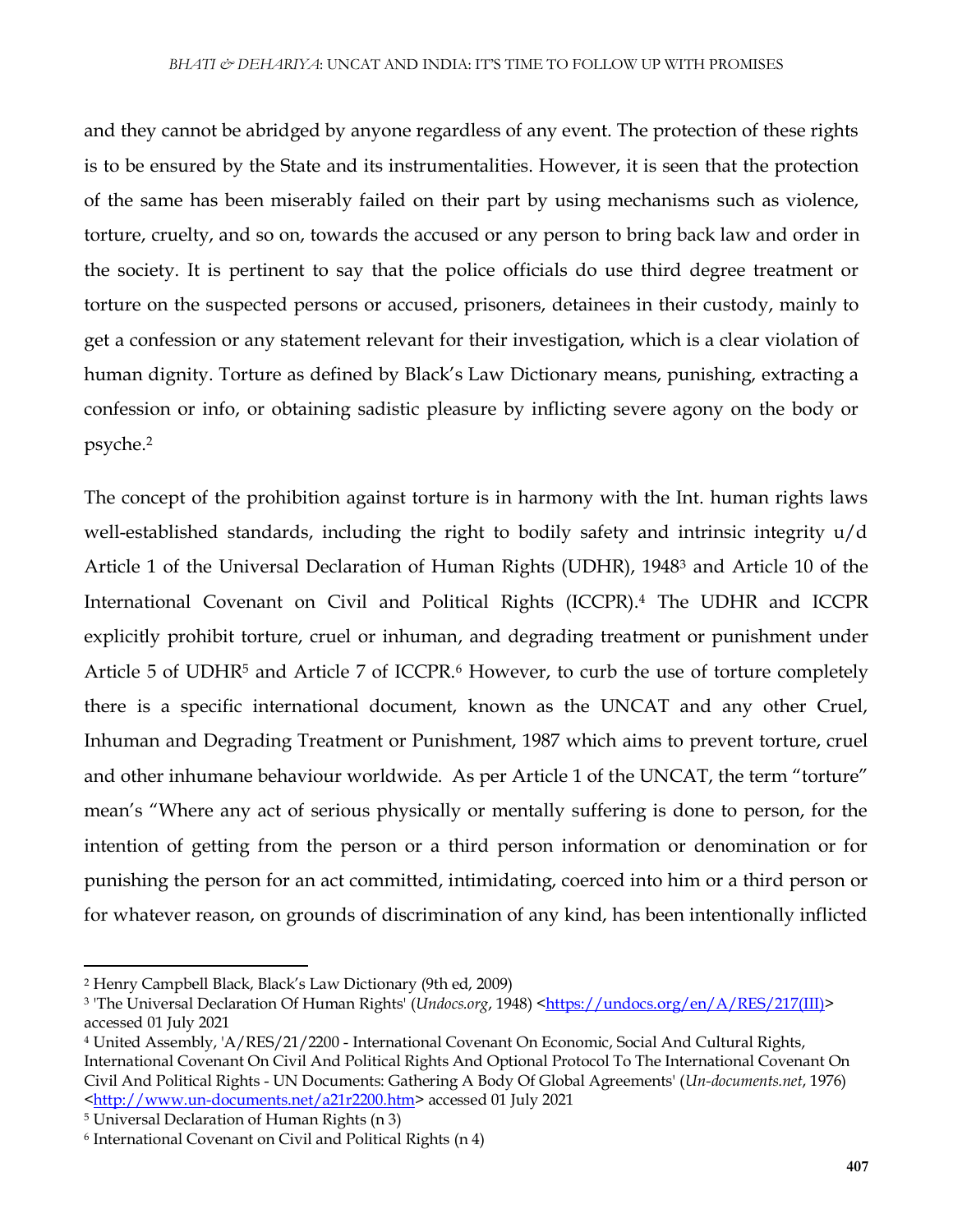and they cannot be abridged by anyone regardless of any event. The protection of these rights is to be ensured by the State and its instrumentalities. However, it is seen that the protection of the same has been miserably failed on their part by using mechanisms such as violence, torture, cruelty, and so on, towards the accused or any person to bring back law and order in the society. It is pertinent to say that the police officials do use third degree treatment or torture on the suspected persons or accused, prisoners, detainees in their custody, mainly to get a confession or any statement relevant for their investigation, which is a clear violation of human dignity. Torture as defined by Black's Law Dictionary means, punishing, extracting a confession or info, or obtaining sadistic pleasure by inflicting severe agony on the body or psyche.[2]

The concept of the prohibition against torture is in harmony with the Int. human rights laws well-established standards, including the right to bodily safety and intrinsic integrity u/d Article 1 of the Universal Declaration of Human Rights (UDHR), 1948[3] and Article 10 of the International Covenant on Civil and Political Rights (ICCPR).[4] The UDHR and ICCPR explicitly prohibit torture, cruel or inhuman, and degrading treatment or punishment under Article 5 of UDHR[5] and Article 7 of ICCPR.[6] However, to curb the use of torture completely there is a specific international document, known as the UNCAT and any other Cruel, Inhuman and Degrading Treatment or Punishment, 1987 which aims to prevent torture, cruel and other inhumane behaviour worldwide. As per Article 1 of the UNCAT, the term "torture" mean's "Where any act of serious physically or mentally suffering is done to person, for the intention of getting from the person or a third person information or denomination or for punishing the person for an act committed, intimidating, coerced into him or a third person or for whatever reason, on grounds of discrimination of any kind, has been intentionally inflicted

---

[2] Henry Campbell Black, Black's Law Dictionary (9th ed, 2009)

[3] 'The Universal Declaration Of Human Rights' (*Undocs.org*, 1948) <https://undocs.org/en/A/RES/217(III)> accessed 01 July 2021

[4] United Assembly, 'A/RES/21/2200 - International Covenant On Economic, Social And Cultural Rights, International Covenant On Civil And Political Rights And Optional Protocol To The International Covenant On Civil And Political Rights - UN Documents: Gathering A Body Of Global Agreements' (*Un-documents.net*, 1976) <http://www.un-documents.net/a21r2200.htm> accessed 01 July 2021

[5] Universal Declaration of Human Rights (n 3)

[6] International Covenant on Civil and Political Rights (n 4)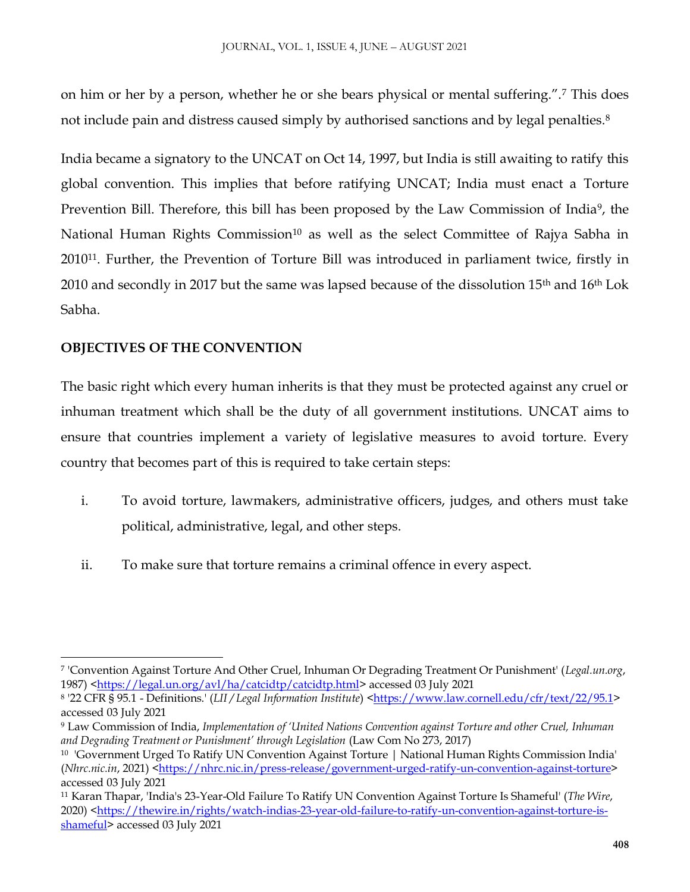on him or her by a person, whether he or she bears physical or mental suffering.".[7] This does not include pain and distress caused simply by authorised sanctions and by legal penalties.[8]

India became a signatory to the UNCAT on Oct 14, 1997, but India is still awaiting to ratify this global convention. This implies that before ratifying UNCAT; India must enact a Torture Prevention Bill. Therefore, this bill has been proposed by the Law Commission of India[9], the National Human Rights Commission[10] as well as the select Committee of Rajya Sabha in 2010[11]. Further, the Prevention of Torture Bill was introduced in parliament twice, firstly in 2010 and secondly in 2017 but the same was lapsed because of the dissolution 15th and 16th Lok Sabha.

## OBJECTIVES OF THE CONVENTION

The basic right which every human inherits is that they must be protected against any cruel or inhuman treatment which shall be the duty of all government institutions. UNCAT aims to ensure that countries implement a variety of legislative measures to avoid torture. Every country that becomes part of this is required to take certain steps:

i. To avoid torture, lawmakers, administrative officers, judges, and others must take political, administrative, legal, and other steps.

ii. To make sure that torture remains a criminal offence in every aspect.

---

[7] 'Convention Against Torture And Other Cruel, Inhuman Or Degrading Treatment Or Punishment' (*Legal.un.org*, 1987) <https://legal.un.org/avl/ha/catcidtp/catcidtp.html> accessed 03 July 2021

[8] '22 CFR § 95.1 - Definitions.' (*LII / Legal Information Institute*) <https://www.law.cornell.edu/cfr/text/22/95.1> accessed 03 July 2021

[9] Law Commission of India, *Implementation of 'United Nations Convention against Torture and other Cruel, Inhuman and Degrading Treatment or Punishment' through Legislation* (Law Com No 273, 2017)

[10] 'Government Urged To Ratify UN Convention Against Torture | National Human Rights Commission India' (*Nhrc.nic.in*, 2021) <https://nhrc.nic.in/press-release/government-urged-ratify-un-convention-against-torture> accessed 03 July 2021

[11] Karan Thapar, 'India's 23-Year-Old Failure To Ratify UN Convention Against Torture Is Shameful' (*The Wire*, 2020) <https://thewire.in/rights/watch-indias-23-year-old-failure-to-ratify-un-convention-against-torture-is-shameful> accessed 03 July 2021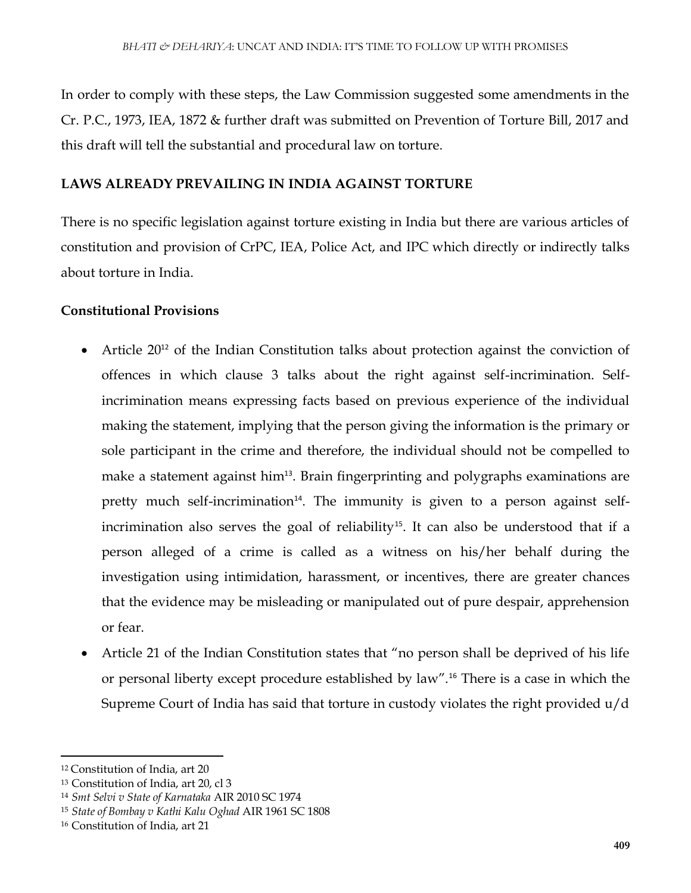In order to comply with these steps, the Law Commission suggested some amendments in the Cr. P.C., 1973, IEA, 1872 & further draft was submitted on Prevention of Torture Bill, 2017 and this draft will tell the substantial and procedural law on torture.

## LAWS ALREADY PREVAILING IN INDIA AGAINST TORTURE

There is no specific legislation against torture existing in India but there are various articles of constitution and provision of CrPC, IEA, Police Act, and IPC which directly or indirectly talks about torture in India.

### Constitutional Provisions

- Article 20[12] of the Indian Constitution talks about protection against the conviction of offences in which clause 3 talks about the right against self-incrimination. Self-incrimination means expressing facts based on previous experience of the individual making the statement, implying that the person giving the information is the primary or sole participant in the crime and therefore, the individual should not be compelled to make a statement against him[13]. Brain fingerprinting and polygraphs examinations are pretty much self-incrimination[14]. The immunity is given to a person against self-incrimination also serves the goal of reliability[15]. It can also be understood that if a person alleged of a crime is called as a witness on his/her behalf during the investigation using intimidation, harassment, or incentives, there are greater chances that the evidence may be misleading or manipulated out of pure despair, apprehension or fear.
- Article 21 of the Indian Constitution states that "no person shall be deprived of his life or personal liberty except procedure established by law".[16] There is a case in which the Supreme Court of India has said that torture in custody violates the right provided u/d

---

[12] Constitution of India, art 20

[13] Constitution of India, art 20, cl 3

[14] *Smt Selvi v State of Karnataka* AIR 2010 SC 1974

[15] *State of Bombay v Kathi Kalu Oghad* AIR 1961 SC 1808

[16] Constitution of India, art 21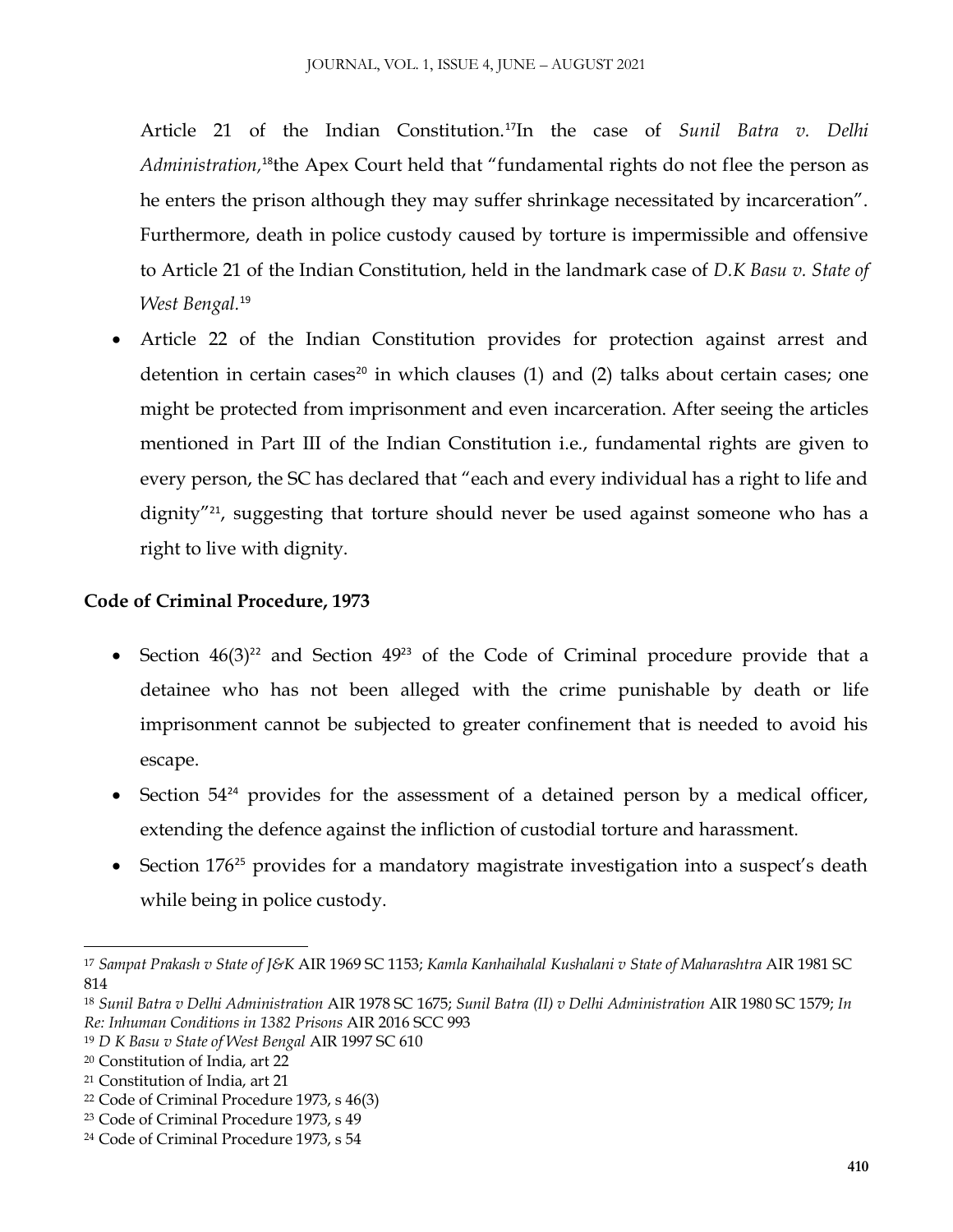Article 21 of the Indian Constitution.[17]In the case of *Sunil Batra v. Delhi Administration,*[18]the Apex Court held that "fundamental rights do not flee the person as he enters the prison although they may suffer shrinkage necessitated by incarceration". Furthermore, death in police custody caused by torture is impermissible and offensive to Article 21 of the Indian Constitution, held in the landmark case of *D.K Basu v. State of West Bengal.*[19]

- Article 22 of the Indian Constitution provides for protection against arrest and detention in certain cases[20] in which clauses (1) and (2) talks about certain cases; one might be protected from imprisonment and even incarceration. After seeing the articles mentioned in Part III of the Indian Constitution i.e., fundamental rights are given to every person, the SC has declared that "each and every individual has a right to life and dignity"[21], suggesting that torture should never be used against someone who has a right to live with dignity.

**Code of Criminal Procedure, 1973**

- Section 46(3)[22] and Section 49[23] of the Code of Criminal procedure provide that a detainee who has not been alleged with the crime punishable by death or life imprisonment cannot be subjected to greater confinement that is needed to avoid his escape.
- Section 54[24] provides for the assessment of a detained person by a medical officer, extending the defence against the infliction of custodial torture and harassment.
- Section 176[25] provides for a mandatory magistrate investigation into a suspect's death while being in police custody.

---

[17] *Sampat Prakash v State of J&K* AIR 1969 SC 1153; *Kamla Kanhaihalal Kushalani v State of Maharashtra* AIR 1981 SC 814

[18] *Sunil Batra v Delhi Administration* AIR 1978 SC 1675; *Sunil Batra (II) v Delhi Administration* AIR 1980 SC 1579; *In Re: Inhuman Conditions in 1382 Prisons* AIR 2016 SCC 993

[19] *D K Basu v State of West Bengal* AIR 1997 SC 610

[20] Constitution of India, art 22

[21] Constitution of India, art 21

[22] Code of Criminal Procedure 1973, s 46(3)

[23] Code of Criminal Procedure 1973, s 49

[24] Code of Criminal Procedure 1973, s 54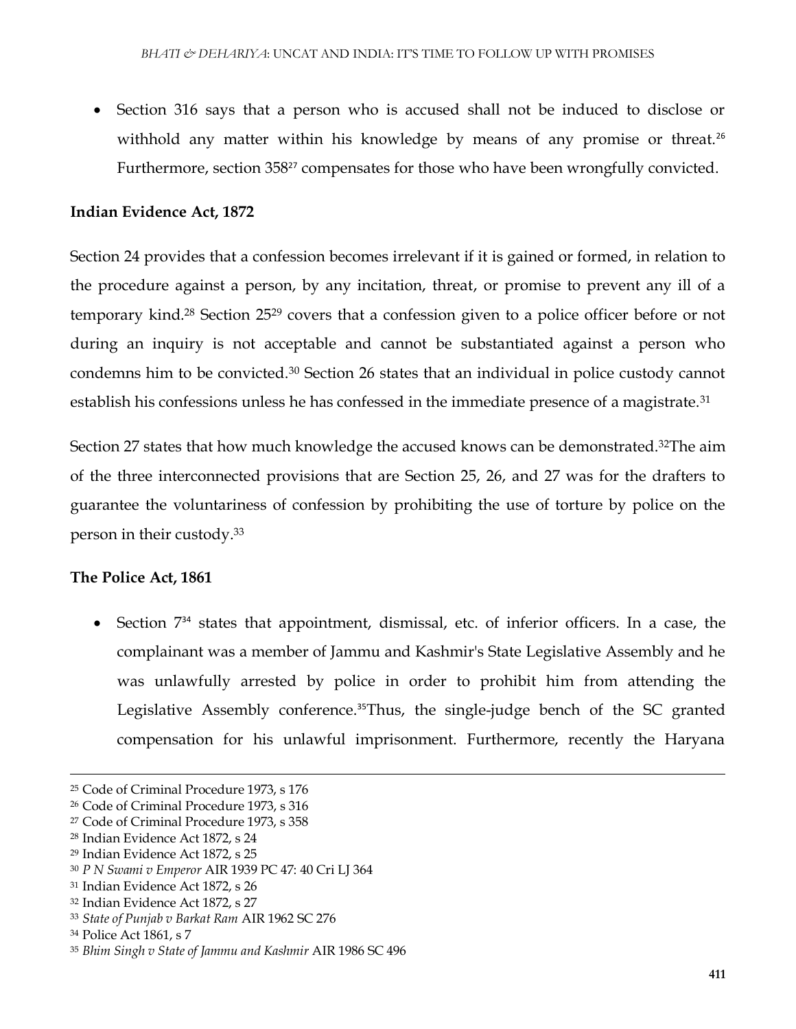- Section 316 says that a person who is accused shall not be induced to disclose or withhold any matter within his knowledge by means of any promise or threat.[26] Furthermore, section 358[27] compensates for those who have been wrongfully convicted.

**Indian Evidence Act, 1872**

Section 24 provides that a confession becomes irrelevant if it is gained or formed, in relation to the procedure against a person, by any incitation, threat, or promise to prevent any ill of a temporary kind.[28] Section 25[29] covers that a confession given to a police officer before or not during an inquiry is not acceptable and cannot be substantiated against a person who condemns him to be convicted.[30] Section 26 states that an individual in police custody cannot establish his confessions unless he has confessed in the immediate presence of a magistrate.[31]

Section 27 states that how much knowledge the accused knows can be demonstrated.[32]The aim of the three interconnected provisions that are Section 25, 26, and 27 was for the drafters to guarantee the voluntariness of confession by prohibiting the use of torture by police on the person in their custody.[33]

**The Police Act, 1861**

- Section 7[34] states that appointment, dismissal, etc. of inferior officers. In a case, the complainant was a member of Jammu and Kashmir's State Legislative Assembly and he was unlawfully arrested by police in order to prohibit him from attending the Legislative Assembly conference.[35]Thus, the single-judge bench of the SC granted compensation for his unlawful imprisonment. Furthermore, recently the Haryana

---

[25] Code of Criminal Procedure 1973, s 176

[26] Code of Criminal Procedure 1973, s 316

[27] Code of Criminal Procedure 1973, s 358

[28] Indian Evidence Act 1872, s 24

[29] Indian Evidence Act 1872, s 25

[30] *P N Swami v Emperor* AIR 1939 PC 47: 40 Cri LJ 364

[31] Indian Evidence Act 1872, s 26

[32] Indian Evidence Act 1872, s 27

[33] *State of Punjab v Barkat Ram* AIR 1962 SC 276

[34] Police Act 1861, s 7

[35] *Bhim Singh v State of Jammu and Kashmir* AIR 1986 SC 496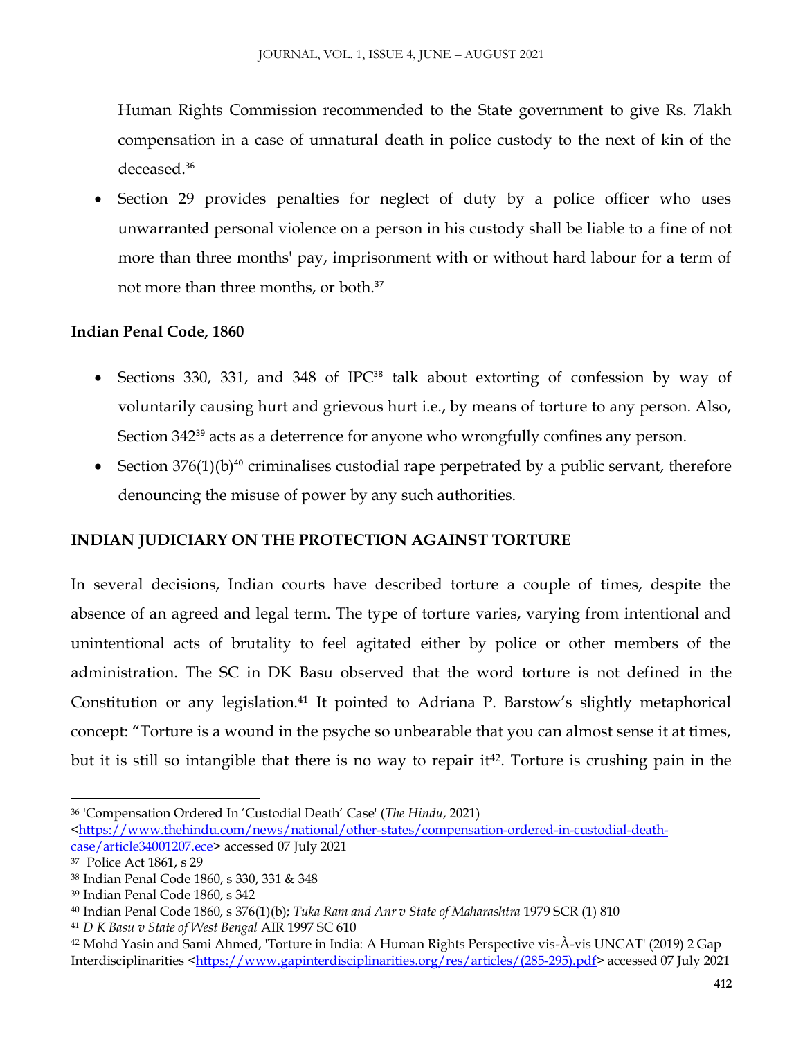Human Rights Commission recommended to the State government to give Rs. 7lakh compensation in a case of unnatural death in police custody to the next of kin of the deceased.[36]

- Section 29 provides penalties for neglect of duty by a police officer who uses unwarranted personal violence on a person in his custody shall be liable to a fine of not more than three months' pay, imprisonment with or without hard labour for a term of not more than three months, or both.[37]

**Indian Penal Code, 1860**

- Sections 330, 331, and 348 of IPC[38] talk about extorting of confession by way of voluntarily causing hurt and grievous hurt i.e., by means of torture to any person. Also, Section 342[39] acts as a deterrence for anyone who wrongfully confines any person.
- Section 376(1)(b)[40] criminalises custodial rape perpetrated by a public servant, therefore denouncing the misuse of power by any such authorities.

## INDIAN JUDICIARY ON THE PROTECTION AGAINST TORTURE

In several decisions, Indian courts have described torture a couple of times, despite the absence of an agreed and legal term. The type of torture varies, varying from intentional and unintentional acts of brutality to feel agitated either by police or other members of the administration. The SC in DK Basu observed that the word torture is not defined in the Constitution or any legislation.[41] It pointed to Adriana P. Barstow's slightly metaphorical concept: "Torture is a wound in the psyche so unbearable that you can almost sense it at times, but it is still so intangible that there is no way to repair it[42]. Torture is crushing pain in the

---

[36] 'Compensation Ordered In 'Custodial Death' Case' (*The Hindu*, 2021) <https://www.thehindu.com/news/national/other-states/compensation-ordered-in-custodial-death-case/article34001207.ece> accessed 07 July 2021

[37] Police Act 1861, s 29

[38] Indian Penal Code 1860, s 330, 331 & 348

[39] Indian Penal Code 1860, s 342

[40] Indian Penal Code 1860, s 376(1)(b); *Tuka Ram and Anr v State of Maharashtra* 1979 SCR (1) 810

[41] *D K Basu v State of West Bengal* AIR 1997 SC 610

[42] Mohd Yasin and Sami Ahmed, 'Torture in India: A Human Rights Perspective vis-À-vis UNCAT' (2019) 2 Gap Interdisciplinarities <https://www.gapinterdisciplinarities.org/res/articles/(285-295).pdf> accessed 07 July 2021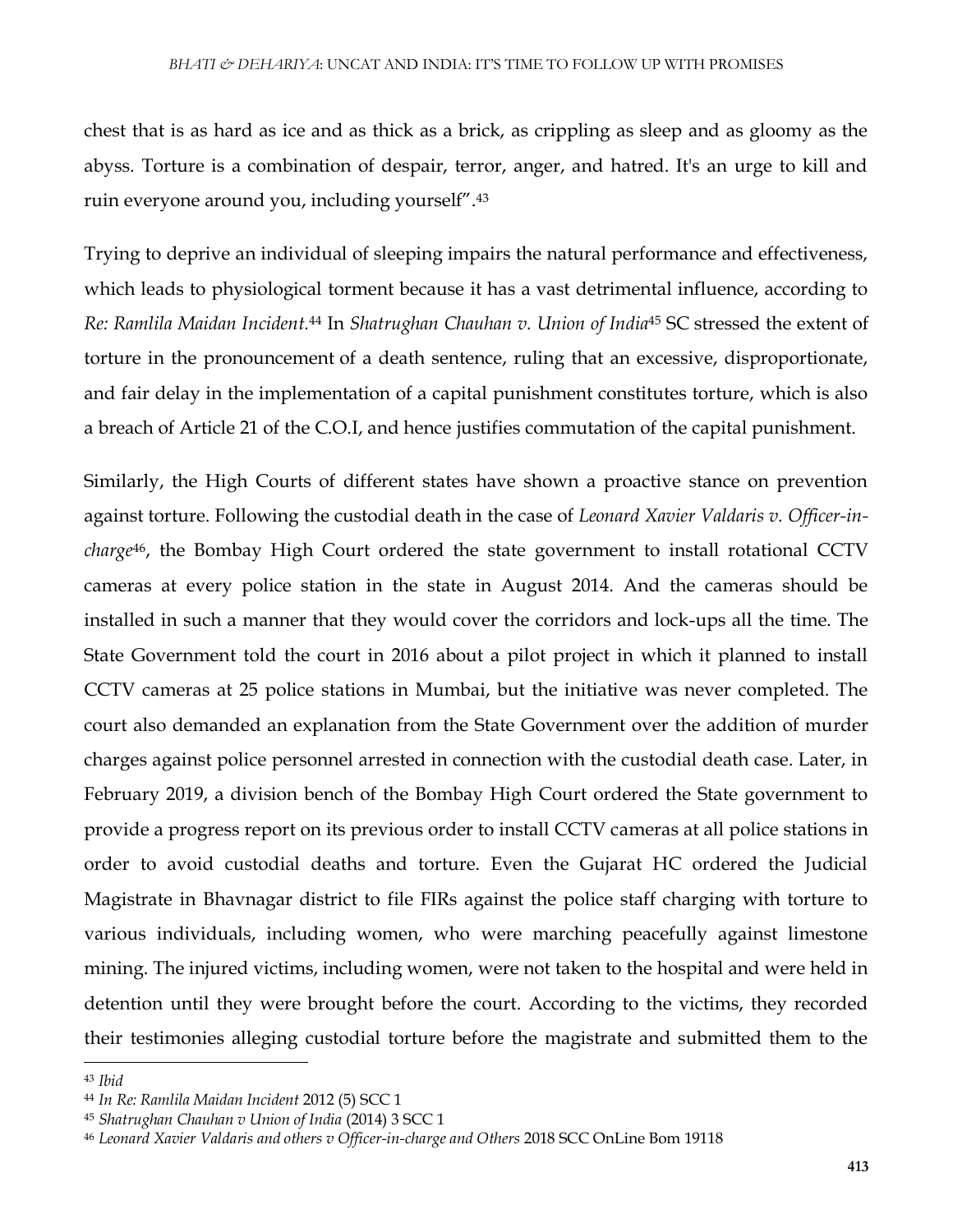chest that is as hard as ice and as thick as a brick, as crippling as sleep and as gloomy as the abyss. Torture is a combination of despair, terror, anger, and hatred. It's an urge to kill and ruin everyone around you, including yourself".[43]

Trying to deprive an individual of sleeping impairs the natural performance and effectiveness, which leads to physiological torment because it has a vast detrimental influence, according to *Re: Ramlila Maidan Incident.*[44] In *Shatrughan Chauhan v. Union of India*[45] SC stressed the extent of torture in the pronouncement of a death sentence, ruling that an excessive, disproportionate, and fair delay in the implementation of a capital punishment constitutes torture, which is also a breach of Article 21 of the C.O.I, and hence justifies commutation of the capital punishment.

Similarly, the High Courts of different states have shown a proactive stance on prevention against torture. Following the custodial death in the case of *Leonard Xavier Valdaris v. Officer-in-charge*[46], the Bombay High Court ordered the state government to install rotational CCTV cameras at every police station in the state in August 2014. And the cameras should be installed in such a manner that they would cover the corridors and lock-ups all the time. The State Government told the court in 2016 about a pilot project in which it planned to install CCTV cameras at 25 police stations in Mumbai, but the initiative was never completed. The court also demanded an explanation from the State Government over the addition of murder charges against police personnel arrested in connection with the custodial death case. Later, in February 2019, a division bench of the Bombay High Court ordered the State government to provide a progress report on its previous order to install CCTV cameras at all police stations in order to avoid custodial deaths and torture. Even the Gujarat HC ordered the Judicial Magistrate in Bhavnagar district to file FIRs against the police staff charging with torture to various individuals, including women, who were marching peacefully against limestone mining. The injured victims, including women, were not taken to the hospital and were held in detention until they were brought before the court. According to the victims, they recorded their testimonies alleging custodial torture before the magistrate and submitted them to the

---

[43] *Ibid*

[44] *In Re: Ramlila Maidan Incident* 2012 (5) SCC 1

[45] *Shatrughan Chauhan v Union of India* (2014) 3 SCC 1

[46] *Leonard Xavier Valdaris and others v Officer-in-charge and Others* 2018 SCC OnLine Bom 19118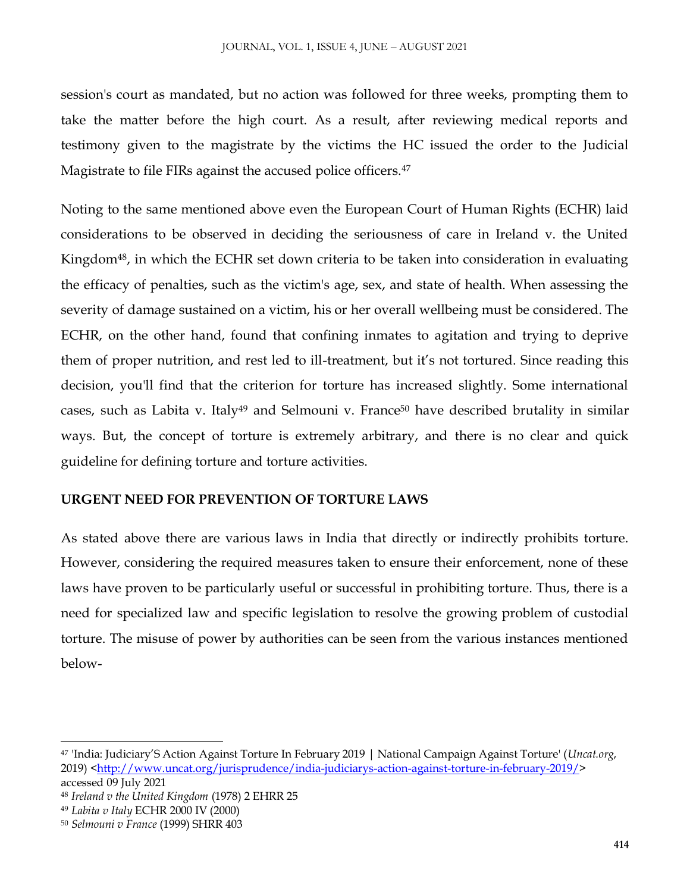session's court as mandated, but no action was followed for three weeks, prompting them to take the matter before the high court. As a result, after reviewing medical reports and testimony given to the magistrate by the victims the HC issued the order to the Judicial Magistrate to file FIRs against the accused police officers.[47]

Noting to the same mentioned above even the European Court of Human Rights (ECHR) laid considerations to be observed in deciding the seriousness of care in Ireland v. the United Kingdom[48], in which the ECHR set down criteria to be taken into consideration in evaluating the efficacy of penalties, such as the victim's age, sex, and state of health. When assessing the severity of damage sustained on a victim, his or her overall wellbeing must be considered. The ECHR, on the other hand, found that confining inmates to agitation and trying to deprive them of proper nutrition, and rest led to ill-treatment, but it's not tortured. Since reading this decision, you'll find that the criterion for torture has increased slightly. Some international cases, such as Labita v. Italy[49] and Selmouni v. France[50] have described brutality in similar ways. But, the concept of torture is extremely arbitrary, and there is no clear and quick guideline for defining torture and torture activities.

**URGENT NEED FOR PREVENTION OF TORTURE LAWS**

As stated above there are various laws in India that directly or indirectly prohibits torture. However, considering the required measures taken to ensure their enforcement, none of these laws have proven to be particularly useful or successful in prohibiting torture. Thus, there is a need for specialized law and specific legislation to resolve the growing problem of custodial torture. The misuse of power by authorities can be seen from the various instances mentioned below-

---

[47] 'India: Judiciary'S Action Against Torture In February 2019 | National Campaign Against Torture' (*Uncat.org*, 2019) <http://www.uncat.org/jurisprudence/india-judiciarys-action-against-torture-in-february-2019/> accessed 09 July 2021

[48] *Ireland v the United Kingdom* (1978) 2 EHRR 25

[49] *Labita v Italy* ECHR 2000 IV (2000)

[50] *Selmouni v France* (1999) SHRR 403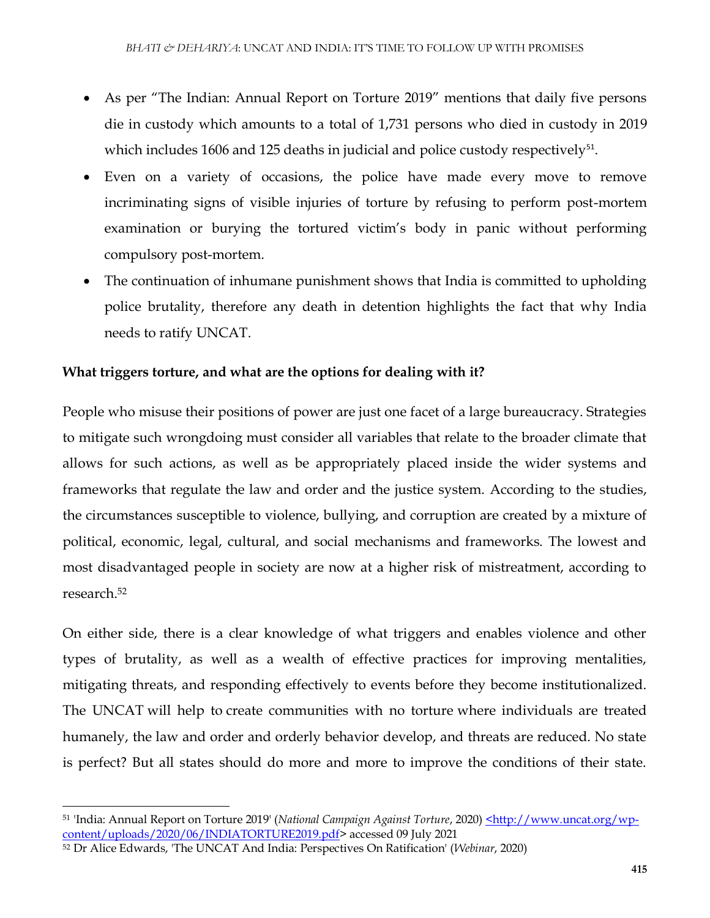- As per "The Indian: Annual Report on Torture 2019" mentions that daily five persons die in custody which amounts to a total of 1,731 persons who died in custody in 2019 which includes 1606 and 125 deaths in judicial and police custody respectively[51].
- Even on a variety of occasions, the police have made every move to remove incriminating signs of visible injuries of torture by refusing to perform post-mortem examination or burying the tortured victim's body in panic without performing compulsory post-mortem.
- The continuation of inhumane punishment shows that India is committed to upholding police brutality, therefore any death in detention highlights the fact that why India needs to ratify UNCAT.

**What triggers torture, and what are the options for dealing with it?**

People who misuse their positions of power are just one facet of a large bureaucracy. Strategies to mitigate such wrongdoing must consider all variables that relate to the broader climate that allows for such actions, as well as be appropriately placed inside the wider systems and frameworks that regulate the law and order and the justice system. According to the studies, the circumstances susceptible to violence, bullying, and corruption are created by a mixture of political, economic, legal, cultural, and social mechanisms and frameworks. The lowest and most disadvantaged people in society are now at a higher risk of mistreatment, according to research.[52]

On either side, there is a clear knowledge of what triggers and enables violence and other types of brutality, as well as a wealth of effective practices for improving mentalities, mitigating threats, and responding effectively to events before they become institutionalized. The UNCAT will help to create communities with no torture where individuals are treated humanely, the law and order and orderly behavior develop, and threats are reduced. No state is perfect? But all states should do more and more to improve the conditions of their state.

---

[51] 'India: Annual Report on Torture 2019' (*National Campaign Against Torture*, 2020) <http://www.uncat.org/wp-content/uploads/2020/06/INDIATORTURE2019.pdf> accessed 09 July 2021

[52] Dr Alice Edwards, 'The UNCAT And India: Perspectives On Ratification' (*Webinar*, 2020)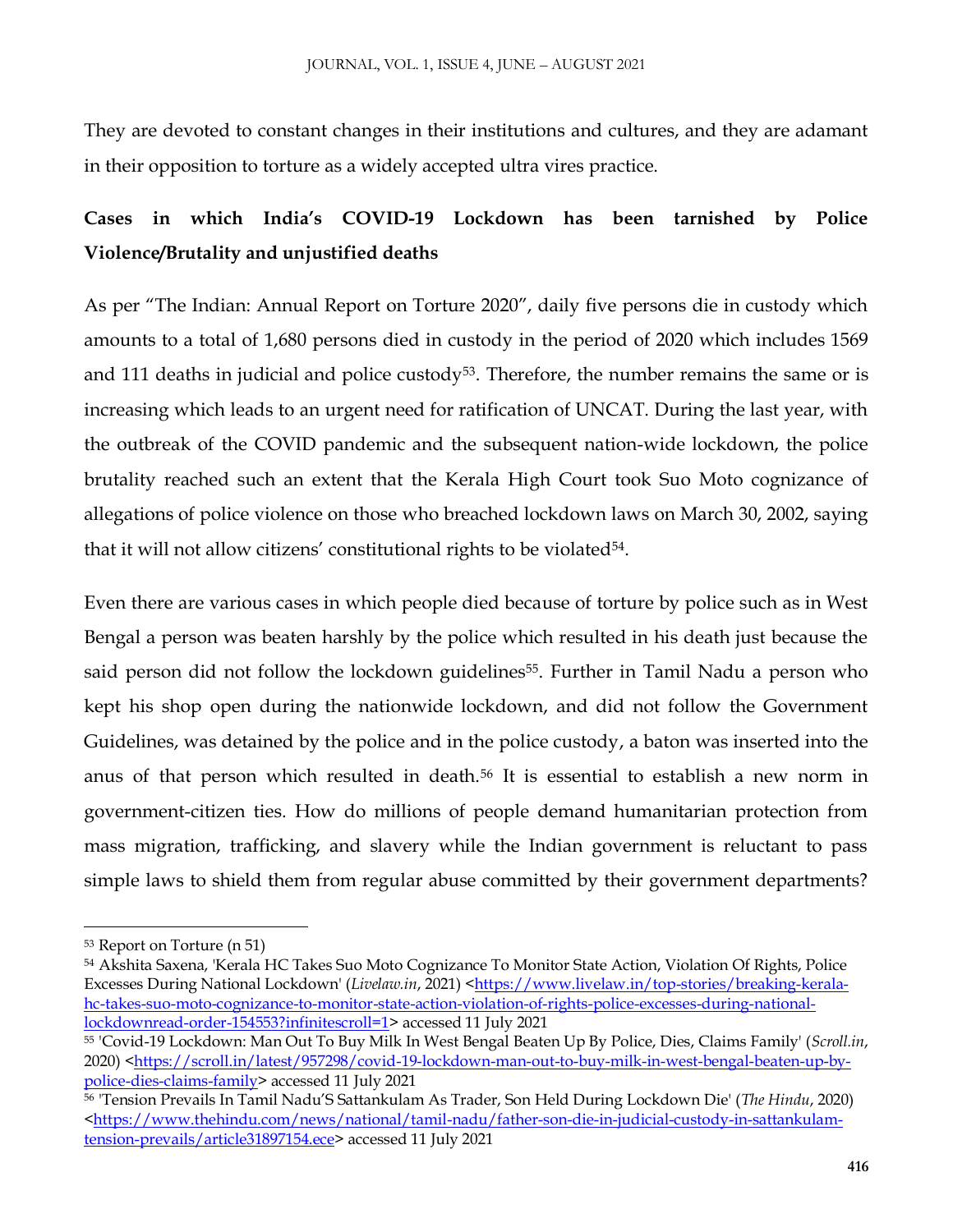They are devoted to constant changes in their institutions and cultures, and they are adamant in their opposition to torture as a widely accepted ultra vires practice.

**Cases in which India's COVID-19 Lockdown has been tarnished by Police Violence/Brutality and unjustified deaths**

As per "The Indian: Annual Report on Torture 2020", daily five persons die in custody which amounts to a total of 1,680 persons died in custody in the period of 2020 which includes 1569 and 111 deaths in judicial and police custody[53]. Therefore, the number remains the same or is increasing which leads to an urgent need for ratification of UNCAT. During the last year, with the outbreak of the COVID pandemic and the subsequent nation-wide lockdown, the police brutality reached such an extent that the Kerala High Court took Suo Moto cognizance of allegations of police violence on those who breached lockdown laws on March 30, 2002, saying that it will not allow citizens' constitutional rights to be violated[54].

Even there are various cases in which people died because of torture by police such as in West Bengal a person was beaten harshly by the police which resulted in his death just because the said person did not follow the lockdown guidelines[55]. Further in Tamil Nadu a person who kept his shop open during the nationwide lockdown, and did not follow the Government Guidelines, was detained by the police and in the police custody, a baton was inserted into the anus of that person which resulted in death.[56] It is essential to establish a new norm in government-citizen ties. How do millions of people demand humanitarian protection from mass migration, trafficking, and slavery while the Indian government is reluctant to pass simple laws to shield them from regular abuse committed by their government departments?

---

[53] Report on Torture (n 51)

[54] Akshita Saxena, 'Kerala HC Takes Suo Moto Cognizance To Monitor State Action, Violation Of Rights, Police Excesses During National Lockdown' (*Livelaw.in*, 2021) <https://www.livelaw.in/top-stories/breaking-kerala-hc-takes-suo-moto-cognizance-to-monitor-state-action-violation-of-rights-police-excesses-during-national-lockdownread-order-154553?infinitescroll=1> accessed 11 July 2021

[55] 'Covid-19 Lockdown: Man Out To Buy Milk In West Bengal Beaten Up By Police, Dies, Claims Family' (*Scroll.in*, 2020) <https://scroll.in/latest/957298/covid-19-lockdown-man-out-to-buy-milk-in-west-bengal-beaten-up-by-police-dies-claims-family> accessed 11 July 2021

[56] 'Tension Prevails In Tamil Nadu'S Sattankulam As Trader, Son Held During Lockdown Die' (*The Hindu*, 2020) <https://www.thehindu.com/news/national/tamil-nadu/father-son-die-in-judicial-custody-in-sattankulam-tension-prevails/article31897154.ece> accessed 11 July 2021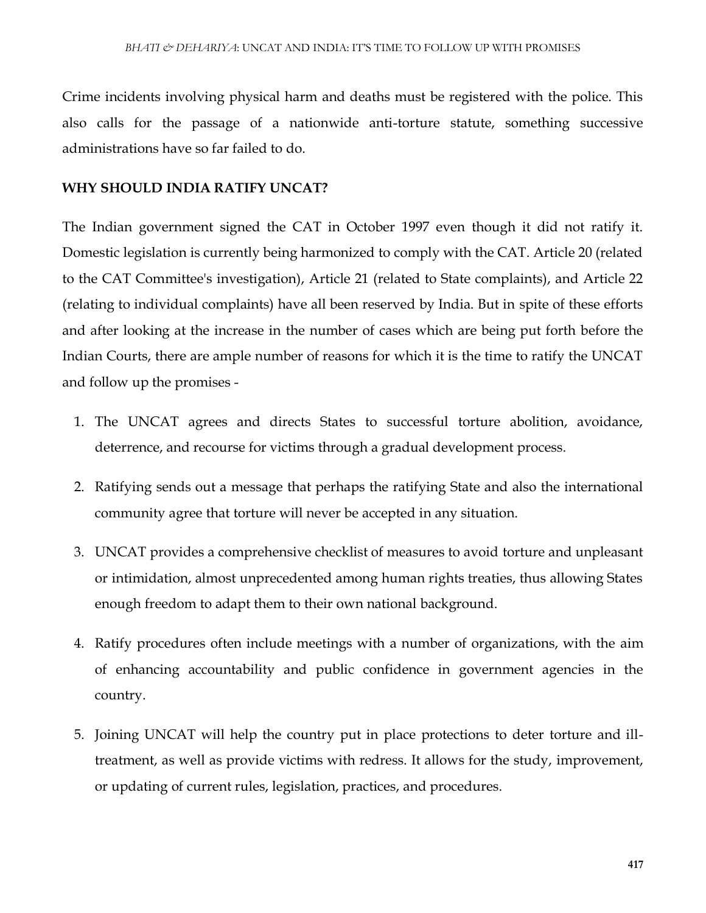Crime incidents involving physical harm and deaths must be registered with the police. This also calls for the passage of a nationwide anti-torture statute, something successive administrations have so far failed to do.

## WHY SHOULD INDIA RATIFY UNCAT?

The Indian government signed the CAT in October 1997 even though it did not ratify it. Domestic legislation is currently being harmonized to comply with the CAT. Article 20 (related to the CAT Committee's investigation), Article 21 (related to State complaints), and Article 22 (relating to individual complaints) have all been reserved by India. But in spite of these efforts and after looking at the increase in the number of cases which are being put forth before the Indian Courts, there are ample number of reasons for which it is the time to ratify the UNCAT and follow up the promises -

1. The UNCAT agrees and directs States to successful torture abolition, avoidance, deterrence, and recourse for victims through a gradual development process.
2. Ratifying sends out a message that perhaps the ratifying State and also the international community agree that torture will never be accepted in any situation.
3. UNCAT provides a comprehensive checklist of measures to avoid torture and unpleasant or intimidation, almost unprecedented among human rights treaties, thus allowing States enough freedom to adapt them to their own national background.
4. Ratify procedures often include meetings with a number of organizations, with the aim of enhancing accountability and public confidence in government agencies in the country.
5. Joining UNCAT will help the country put in place protections to deter torture and ill-treatment, as well as provide victims with redress. It allows for the study, improvement, or updating of current rules, legislation, practices, and procedures.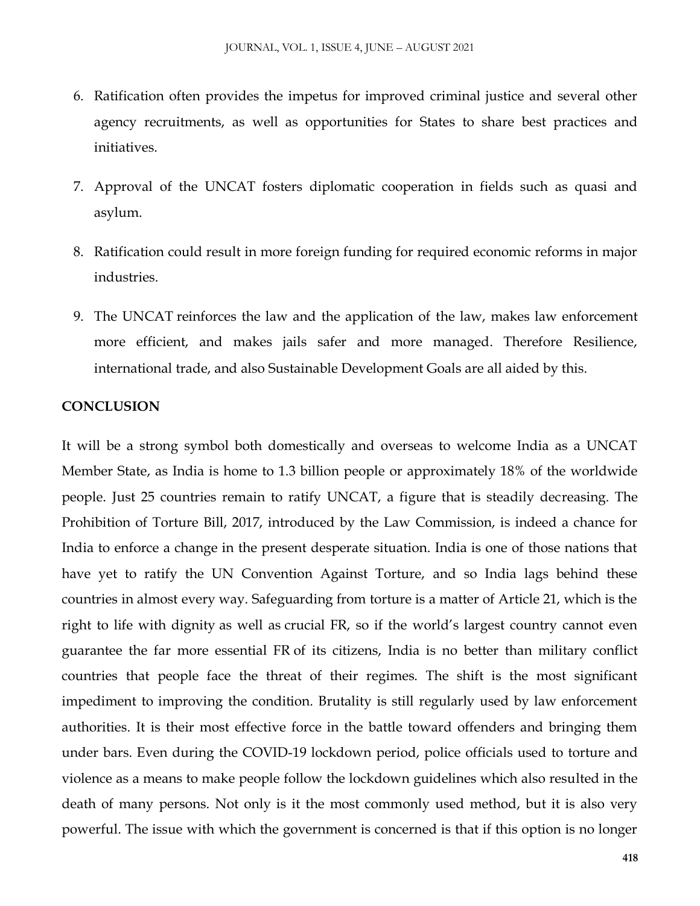6. Ratification often provides the impetus for improved criminal justice and several other agency recruitments, as well as opportunities for States to share best practices and initiatives.

7. Approval of the UNCAT fosters diplomatic cooperation in fields such as quasi and asylum.

8. Ratification could result in more foreign funding for required economic reforms in major industries.

9. The UNCAT reinforces the law and the application of the law, makes law enforcement more efficient, and makes jails safer and more managed. Therefore Resilience, international trade, and also Sustainable Development Goals are all aided by this.

**CONCLUSION**

It will be a strong symbol both domestically and overseas to welcome India as a UNCAT Member State, as India is home to 1.3 billion people or approximately 18% of the worldwide people. Just 25 countries remain to ratify UNCAT, a figure that is steadily decreasing. The Prohibition of Torture Bill, 2017, introduced by the Law Commission, is indeed a chance for India to enforce a change in the present desperate situation. India is one of those nations that have yet to ratify the UN Convention Against Torture, and so India lags behind these countries in almost every way. Safeguarding from torture is a matter of Article 21, which is the right to life with dignity as well as crucial FR, so if the world's largest country cannot even guarantee the far more essential FR of its citizens, India is no better than military conflict countries that people face the threat of their regimes. The shift is the most significant impediment to improving the condition. Brutality is still regularly used by law enforcement authorities. It is their most effective force in the battle toward offenders and bringing them under bars. Even during the COVID-19 lockdown period, police officials used to torture and violence as a means to make people follow the lockdown guidelines which also resulted in the death of many persons. Not only is it the most commonly used method, but it is also very powerful. The issue with which the government is concerned is that if this option is no longer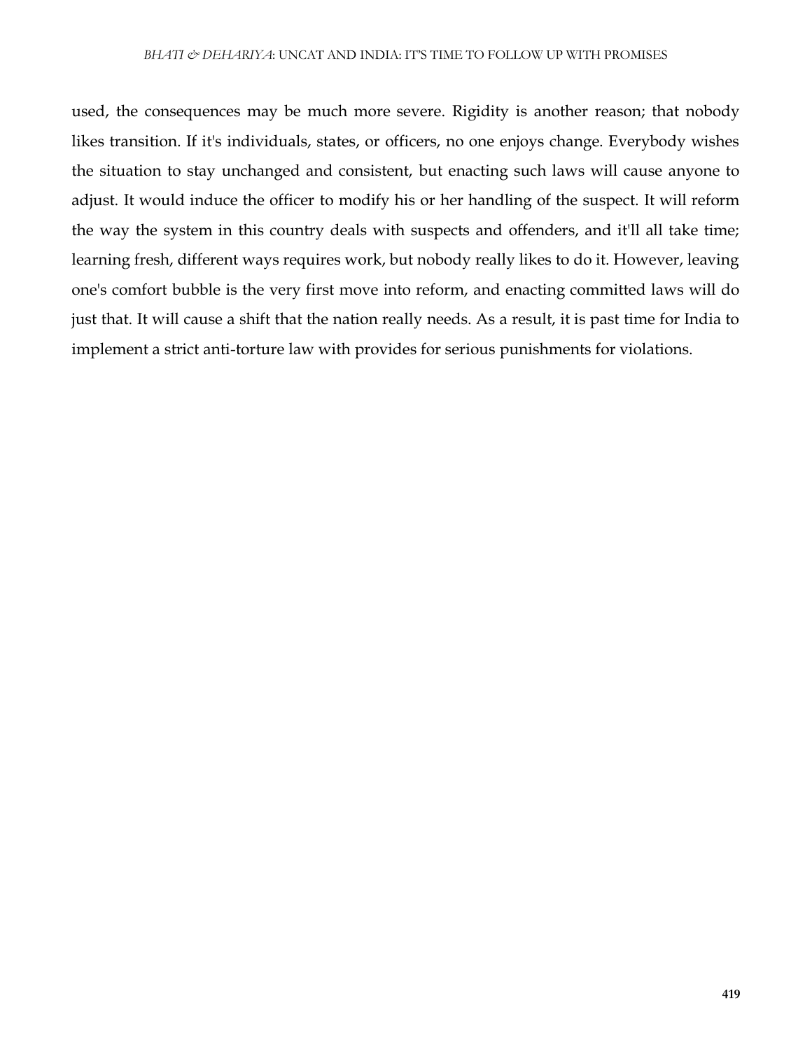used, the consequences may be much more severe. Rigidity is another reason; that nobody likes transition. If it's individuals, states, or officers, no one enjoys change. Everybody wishes the situation to stay unchanged and consistent, but enacting such laws will cause anyone to adjust. It would induce the officer to modify his or her handling of the suspect. It will reform the way the system in this country deals with suspects and offenders, and it'll all take time; learning fresh, different ways requires work, but nobody really likes to do it. However, leaving one's comfort bubble is the very first move into reform, and enacting committed laws will do just that. It will cause a shift that the nation really needs. As a result, it is past time for India to implement a strict anti-torture law with provides for serious punishments for violations.